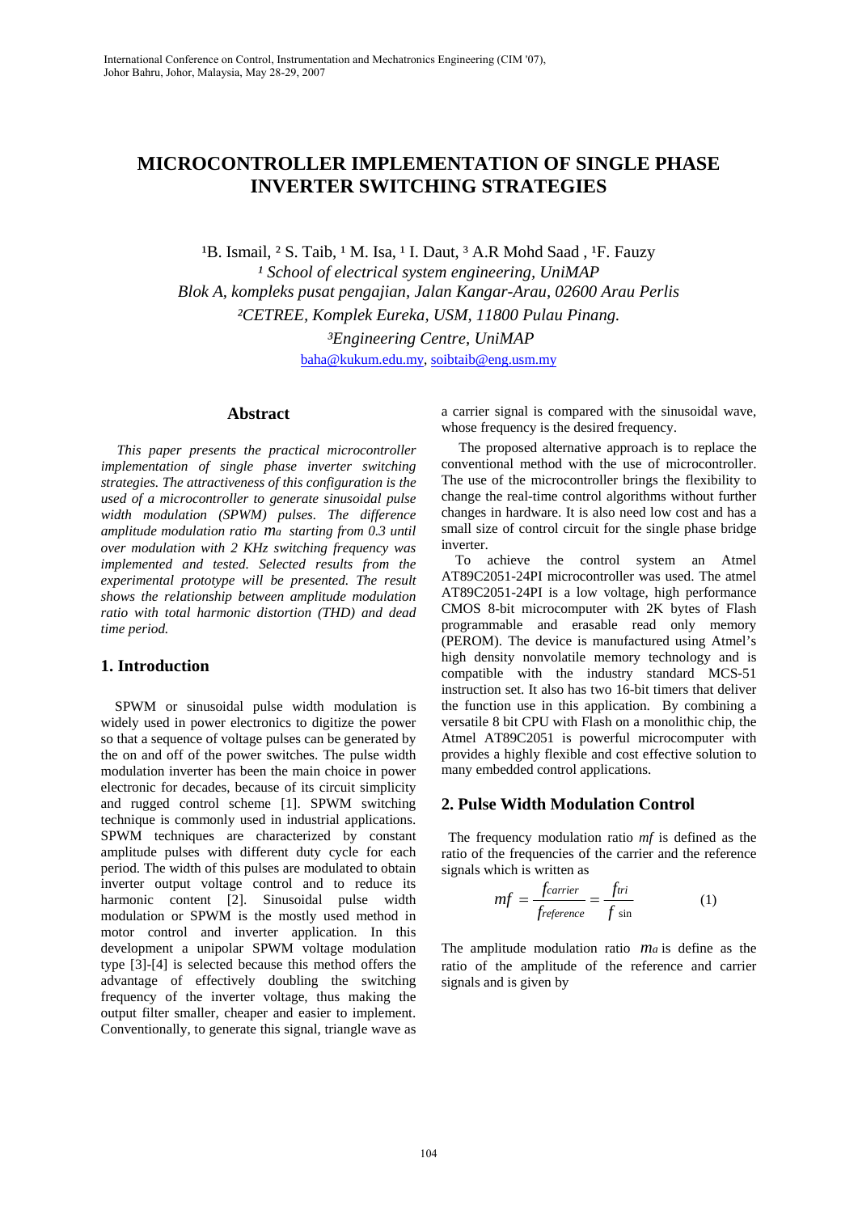# MICROCONTROLLER IMPLEMENTATION OF SINGLE PHASE INVERTER SWITCHING STRATEGIES

[1]B. Ismail, [2] S. Taib, [1] M. Isa, [1] I. Daut, [3] A.R Mohd Saad , [1]F. Fauzy

*[1] School of electrical system engineering, UniMAP*
*Blok A, kompleks pusat pengajian, Jalan Kangar-Arau, 02600 Arau Perlis*
*[2]CETREE, Komplek Eureka, USM, 11800 Pulau Pinang.*
*[3]Engineering Centre, UniMAP*
baha@kukum.edu.my, soibtaib@eng.usm.my

## Abstract

*This paper presents the practical microcontroller implementation of single phase inverter switching strategies. The attractiveness of this configuration is the used of a microcontroller to generate sinusoidal pulse width modulation (SPWM) pulses. The difference amplitude modulation ratio $m_a$ starting from 0.3 until over modulation with 2 KHz switching frequency was implemented and tested. Selected results from the experimental prototype will be presented. The result shows the relationship between amplitude modulation ratio with total harmonic distortion (THD) and dead time period.*

## 1. Introduction

SPWM or sinusoidal pulse width modulation is widely used in power electronics to digitize the power so that a sequence of voltage pulses can be generated by the on and off of the power switches. The pulse width modulation inverter has been the main choice in power electronic for decades, because of its circuit simplicity and rugged control scheme [1]. SPWM switching technique is commonly used in industrial applications. SPWM techniques are characterized by constant amplitude pulses with different duty cycle for each period. The width of this pulses are modulated to obtain inverter output voltage control and to reduce its harmonic content [2]. Sinusoidal pulse width modulation or SPWM is the mostly used method in motor control and inverter application. In this development a unipolar SPWM voltage modulation type [3]-[4] is selected because this method offers the advantage of effectively doubling the switching frequency of the inverter voltage, thus making the output filter smaller, cheaper and easier to implement. Conventionally, to generate this signal, triangle wave as a carrier signal is compared with the sinusoidal wave, whose frequency is the desired frequency.

The proposed alternative approach is to replace the conventional method with the use of microcontroller. The use of the microcontroller brings the flexibility to change the real-time control algorithms without further changes in hardware. It is also need low cost and has a small size of control circuit for the single phase bridge inverter.

To achieve the control system an Atmel AT89C2051-24PI microcontroller was used. The atmel AT89C2051-24PI is a low voltage, high performance CMOS 8-bit microcomputer with 2K bytes of Flash programmable and erasable read only memory (PEROM). The device is manufactured using Atmel's high density nonvolatile memory technology and is compatible with the industry standard MCS-51 instruction set. It also has two 16-bit timers that deliver the function use in this application. By combining a versatile 8 bit CPU with Flash on a monolithic chip, the Atmel AT89C2051 is powerful microcomputer with provides a highly flexible and cost effective solution to many embedded control applications.

## 2. Pulse Width Modulation Control

The frequency modulation ratio $mf$ is defined as the ratio of the frequencies of the carrier and the reference signals which is written as

$$mf = \frac{f_{carrier}}{f_{reference}} = \frac{f_{tri}}{f_{\sin}} \qquad (1)$$

The amplitude modulation ratio $m_a$ is define as the ratio of the amplitude of the reference and carrier signals and is given by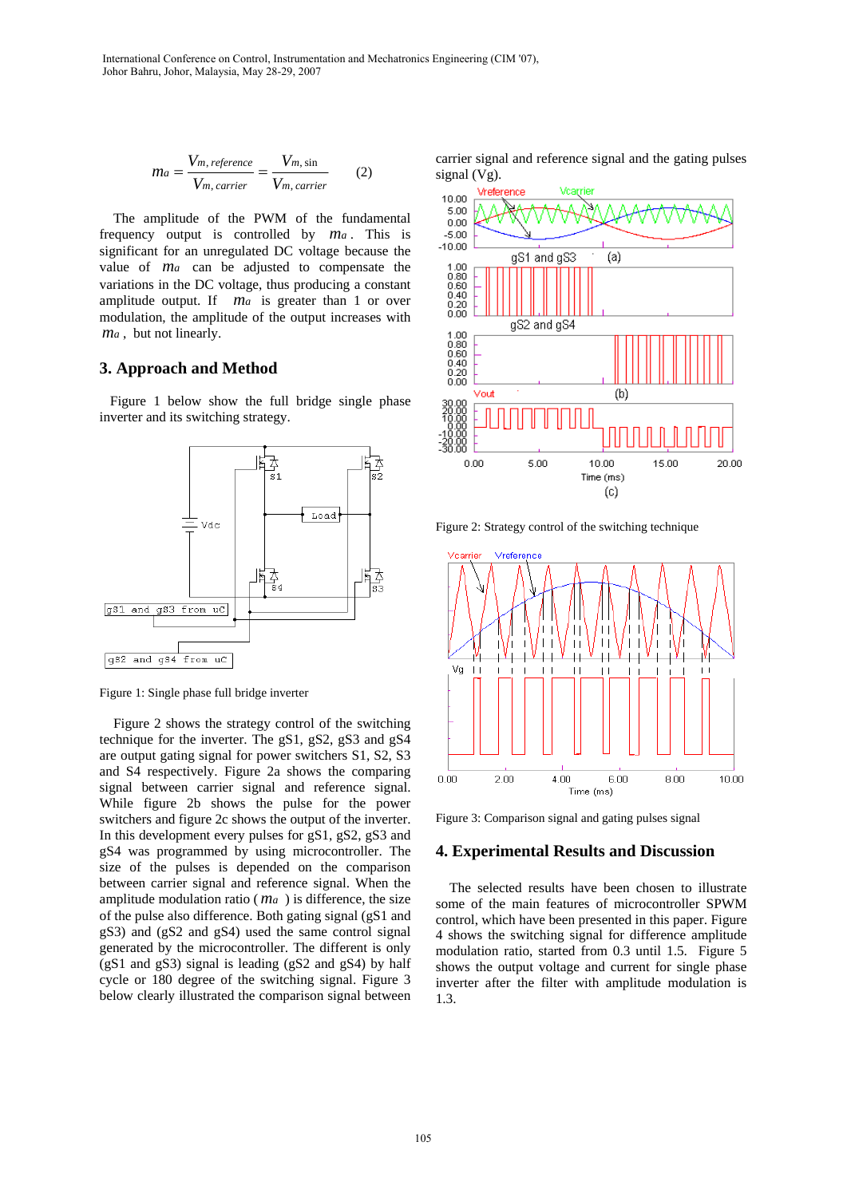$$m_a = \frac{V_{m,\,reference}}{V_{m,\,carrier}} = \frac{V_{m,\,\sin}}{V_{m,\,carrier}} \qquad (2)$$

The amplitude of the PWM of the fundamental frequency output is controlled by $m_a$. This is significant for an unregulated DC voltage because the value of $m_a$ can be adjusted to compensate the variations in the DC voltage, thus producing a constant amplitude output. If $m_a$ is greater than 1 or over modulation, the amplitude of the output increases with $m_a$, but not linearly.

## 3. Approach and Method

Figure 1 below show the full bridge single phase inverter and its switching strategy.

Figure 1: Single phase full bridge inverter

Figure 2 shows the strategy control of the switching technique for the inverter. The gS1, gS2, gS3 and gS4 are output gating signal for power switchers S1, S2, S3 and S4 respectively. Figure 2a shows the comparing signal between carrier signal and reference signal. While figure 2b shows the pulse for the power switchers and figure 2c shows the output of the inverter. In this development every pulses for gS1, gS2, gS3 and gS4 was programmed by using microcontroller. The size of the pulses is depended on the comparison between carrier signal and reference signal. When the amplitude modulation ratio ( $m_a$ ) is difference, the size of the pulse also difference. Both gating signal (gS1 and gS3) and (gS2 and gS4) used the same control signal generated by the microcontroller. The different is only (gS1 and gS3) signal is leading (gS2 and gS4) by half cycle or 180 degree of the switching signal. Figure 3 below clearly illustrated the comparison signal between carrier signal and reference signal and the gating pulses signal (Vg).

Figure 2: Strategy control of the switching technique

Figure 3: Comparison signal and gating pulses signal

## 4. Experimental Results and Discussion

The selected results have been chosen to illustrate some of the main features of microcontroller SPWM control, which have been presented in this paper. Figure 4 shows the switching signal for difference amplitude modulation ratio, started from 0.3 until 1.5. Figure 5 shows the output voltage and current for single phase inverter after the filter with amplitude modulation is 1.3.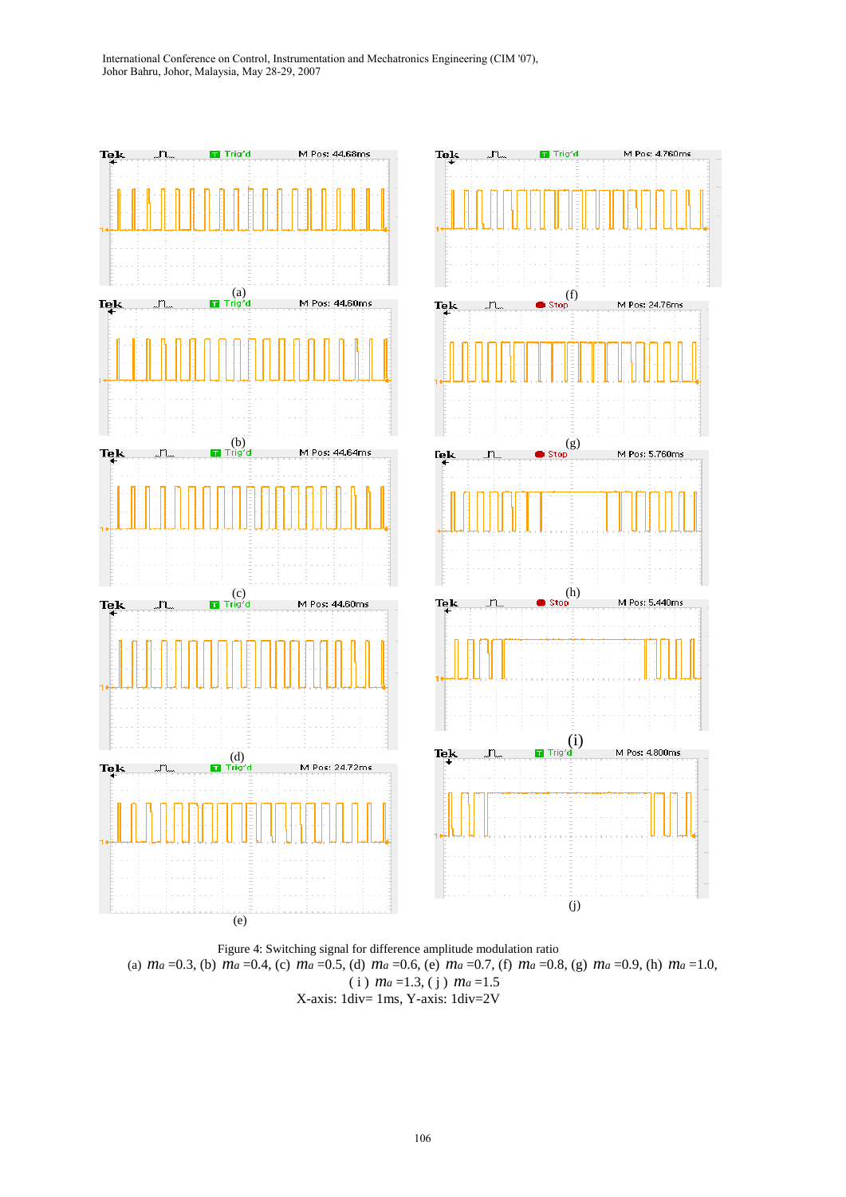Figure 4: Switching signal for difference amplitude modulation ratio
(a) $m_a$ =0.3, (b) $m_a$ =0.4, (c) $m_a$ =0.5, (d) $m_a$ =0.6, (e) $m_a$ =0.7, (f) $m_a$ =0.8, (g) $m_a$ =0.9, (h) $m_a$ =1.0, ( i ) $m_a$ =1.3, ( j ) $m_a$ =1.5
X-axis: 1div= 1ms, Y-axis: 1div=2V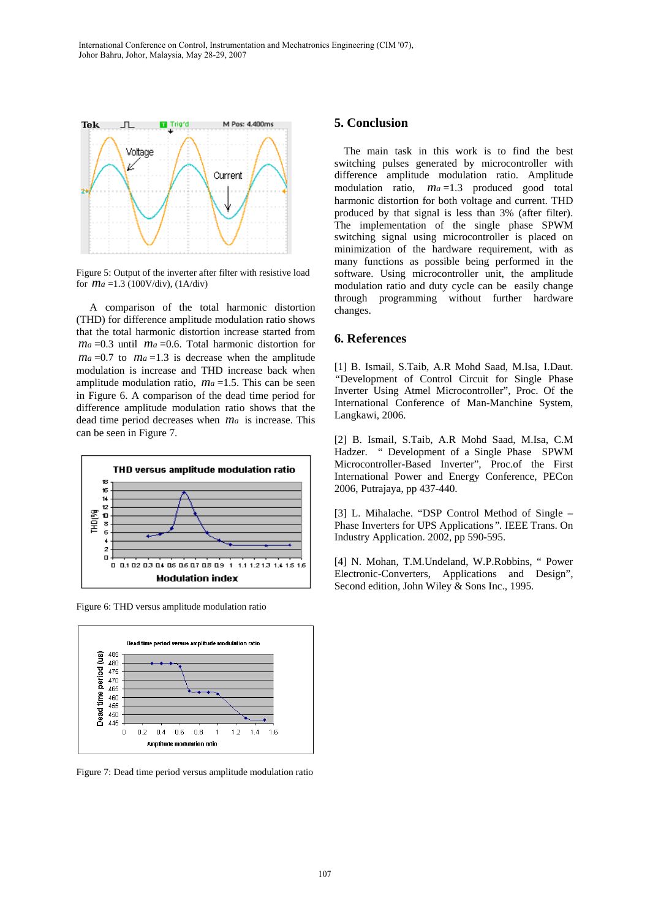Tek Trig'd M Pos: 4.400ms

Voltage

Current

Figure 5: Output of the inverter after filter with resistive load for $m_a$ =1.3 (100V/div), (1A/div)

A comparison of the total harmonic distortion (THD) for difference amplitude modulation ratio shows that the total harmonic distortion increase started from $m_a$ =0.3 until $m_a$ =0.6. Total harmonic distortion for $m_a$ =0.7 to $m_a$ =1.3 is decrease when the amplitude modulation is increase and THD increase back when amplitude modulation ratio, $m_a$ =1.5. This can be seen in Figure 6. A comparison of the dead time period for difference amplitude modulation ratio shows that the dead time period decreases when $m_a$ is increase. This can be seen in Figure 7.

THD versus amplitude modulation ratio

THD(%)

18
16
14
12
10
8
6
4
2
0

0 0.1 0.2 0.3 0.4 0.5 0.6 0.7 0.8 0.9 1 1.1 1.2 1.3 1.4 1.5 1.6

Modulation index

Figure 6: THD versus amplitude modulation ratio

Dead time period versus amplitude modulation ratio

Dead time period (us)

485
480
475
470
465
460
455
450
445

0 0.2 0.4 0.6 0.8 1 1.2 1.4 1.6

Amplitude modulation ratio

Figure 7: Dead time period versus amplitude modulation ratio

## 5. Conclusion

The main task in this work is to find the best switching pulses generated by microcontroller with difference amplitude modulation ratio. Amplitude modulation ratio, $m_a$ =1.3 produced good total harmonic distortion for both voltage and current. THD produced by that signal is less than 3% (after filter). The implementation of the single phase SPWM switching signal using microcontroller is placed on minimization of the hardware requirement, with as many functions as possible being performed in the software. Using microcontroller unit, the amplitude modulation ratio and duty cycle can be easily change through programming without further hardware changes.

## 6. References

[1] B. Ismail, S.Taib, A.R Mohd Saad, M.Isa, I.Daut. "Development of Control Circuit for Single Phase Inverter Using Atmel Microcontroller", Proc. Of the International Conference of Man-Manchine System, Langkawi, 2006.

[2] B. Ismail, S.Taib, A.R Mohd Saad, M.Isa, C.M Hadzer. " Development of a Single Phase SPWM Microcontroller-Based Inverter", Proc.of the First International Power and Energy Conference, PECon 2006, Putrajaya, pp 437-440.

[3] L. Mihalache. "DSP Control Method of Single – Phase Inverters for UPS Applications". IEEE Trans. On Industry Application. 2002, pp 590-595.

[4] N. Mohan, T.M.Undeland, W.P.Robbins, " Power Electronic-Converters, Applications and Design", Second edition, John Wiley & Sons Inc., 1995.